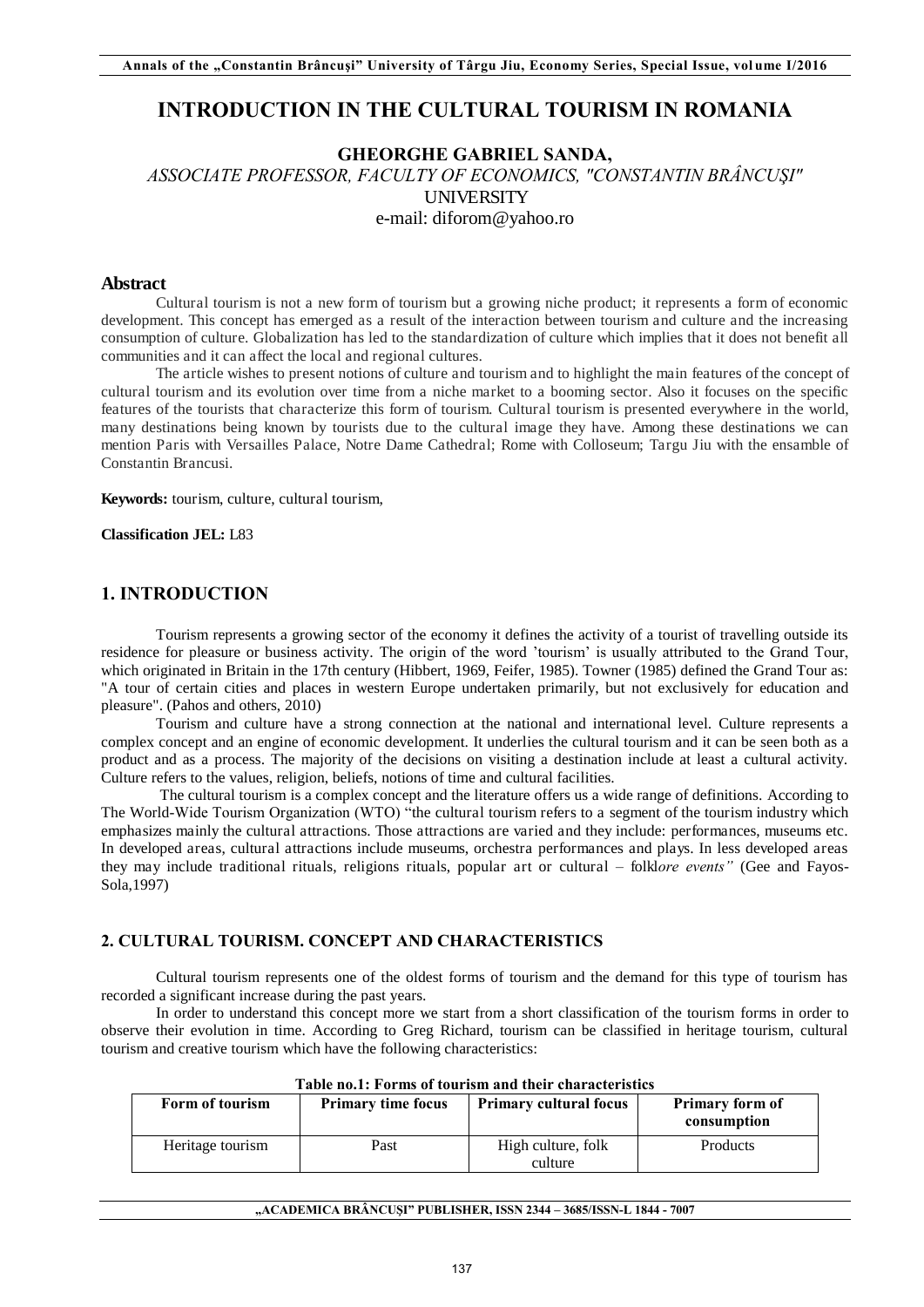# INTRODUCTION IN THE CULTURAL TOURISM IN ROMANIA

**GHEORGHE GABRIEL SANDA,**
*ASSOCIATE PROFESSOR, FACULTY OF ECONOMICS, "CONSTANTIN BRÂNCUŞI"*
UNIVERSITY
e-mail: diforom@yahoo.ro

## Abstract

Cultural tourism is not a new form of tourism but a growing niche product; it represents a form of economic development. This concept has emerged as a result of the interaction between tourism and culture and the increasing consumption of culture. Globalization has led to the standardization of culture which implies that it does not benefit all communities and it can affect the local and regional cultures.

The article wishes to present notions of culture and tourism and to highlight the main features of the concept of cultural tourism and its evolution over time from a niche market to a booming sector. Also it focuses on the specific features of the tourists that characterize this form of tourism. Cultural tourism is presented everywhere in the world, many destinations being known by tourists due to the cultural image they have. Among these destinations we can mention Paris with Versailles Palace, Notre Dame Cathedral; Rome with Colloseum; Targu Jiu with the ensamble of Constantin Brancusi.

**Keywords:** tourism, culture, cultural tourism,

**Classification JEL:** L83

## 1. INTRODUCTION

Tourism represents a growing sector of the economy it defines the activity of a tourist of travelling outside its residence for pleasure or business activity. The origin of the word 'tourism' is usually attributed to the Grand Tour, which originated in Britain in the 17th century (Hibbert, 1969, Feifer, 1985). Towner (1985) defined the Grand Tour as: "A tour of certain cities and places in western Europe undertaken primarily, but not exclusively for education and pleasure". (Pahos and others, 2010)

Tourism and culture have a strong connection at the national and international level. Culture represents a complex concept and an engine of economic development. It underlies the cultural tourism and it can be seen both as a product and as a process. The majority of the decisions on visiting a destination include at least a cultural activity. Culture refers to the values, religion, beliefs, notions of time and cultural facilities.

The cultural tourism is a complex concept and the literature offers us a wide range of definitions. According to The World-Wide Tourism Organization (WTO) "the cultural tourism refers to a segment of the tourism industry which emphasizes mainly the cultural attractions. Those attractions are varied and they include: performances, museums etc. In developed areas, cultural attractions include museums, orchestra performances and plays. In less developed areas they may include traditional rituals, religions rituals, popular art or cultural – folkl*ore events"* (Gee and Fayos-Sola,1997)

## 2. CULTURAL TOURISM. CONCEPT AND CHARACTERISTICS

Cultural tourism represents one of the oldest forms of tourism and the demand for this type of tourism has recorded a significant increase during the past years.

In order to understand this concept more we start from a short classification of the tourism forms in order to observe their evolution in time. According to Greg Richard, tourism can be classified in heritage tourism, cultural tourism and creative tourism which have the following characteristics:

**Table no.1: Forms of tourism and their characteristics**

| Form of tourism | Primary time focus | Primary cultural focus | Primary form of consumption |
| --- | --- | --- | --- |
| Heritage tourism | Past | High culture, folk culture | Products |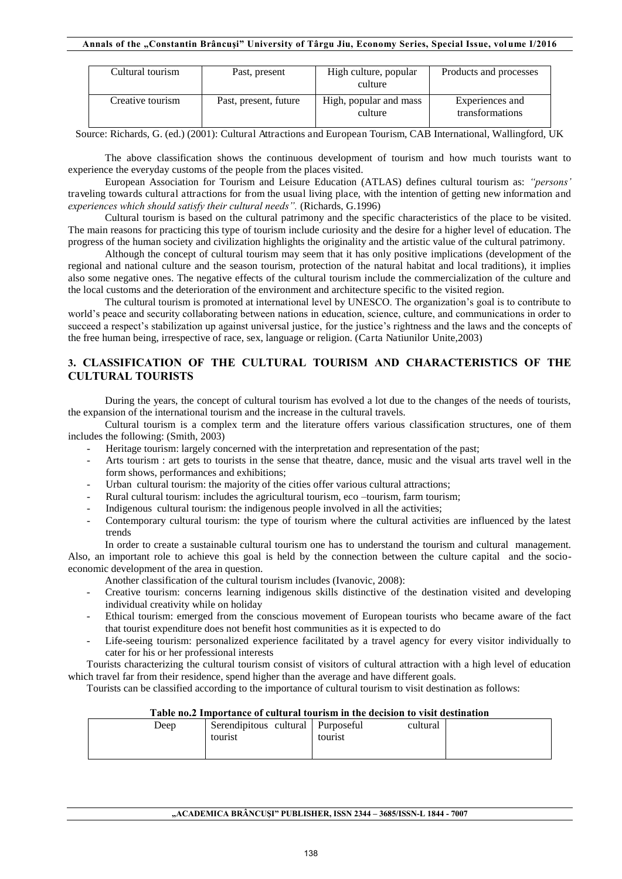| Cultural tourism | Past, present | High culture, popular culture | Products and processes |
|---|---|---|---|
| Creative tourism | Past, present, future | High, popular and mass culture | Experiences and transformations |

Source: Richards, G. (ed.) (2001): Cultural Attractions and European Tourism, CAB International, Wallingford, UK

The above classification shows the continuous development of tourism and how much tourists want to experience the everyday customs of the people from the places visited.

European Association for Tourism and Leisure Education (ATLAS) defines cultural tourism as: *"persons'* traveling towards cultural attractions for from the usual living place, with the intention of getting new information and *experiences which should satisfy their cultural needs".* (Richards, G.1996)

Cultural tourism is based on the cultural patrimony and the specific characteristics of the place to be visited. The main reasons for practicing this type of tourism include curiosity and the desire for a higher level of education. The progress of the human society and civilization highlights the originality and the artistic value of the cultural patrimony.

Although the concept of cultural tourism may seem that it has only positive implications (development of the regional and national culture and the season tourism, protection of the natural habitat and local traditions), it implies also some negative ones. The negative effects of the cultural tourism include the commercialization of the culture and the local customs and the deterioration of the environment and architecture specific to the visited region.

The cultural tourism is promoted at international level by UNESCO. The organization's goal is to contribute to world's peace and security collaborating between nations in education, science, culture, and communications in order to succeed a respect's stabilization up against universal justice, for the justice's rightness and the laws and the concepts of the free human being, irrespective of race, sex, language or religion. (Carta Natiunilor Unite,2003)

## 3. CLASSIFICATION OF THE CULTURAL TOURISM AND CHARACTERISTICS OF THE CULTURAL TOURISTS

During the years, the concept of cultural tourism has evolved a lot due to the changes of the needs of tourists, the expansion of the international tourism and the increase in the cultural travels.

Cultural tourism is a complex term and the literature offers various classification structures, one of them includes the following: (Smith, 2003)

- Heritage tourism: largely concerned with the interpretation and representation of the past;
- Arts tourism : art gets to tourists in the sense that theatre, dance, music and the visual arts travel well in the form shows, performances and exhibitions;
- Urban cultural tourism: the majority of the cities offer various cultural attractions;
- Rural cultural tourism: includes the agricultural tourism, eco –tourism, farm tourism;
- Indigenous cultural tourism: the indigenous people involved in all the activities;
- Contemporary cultural tourism: the type of tourism where the cultural activities are influenced by the latest trends

In order to create a sustainable cultural tourism one has to understand the tourism and cultural management. Also, an important role to achieve this goal is held by the connection between the culture capital and the socio-economic development of the area in question.

Another classification of the cultural tourism includes (Ivanovic, 2008):

- Creative tourism: concerns learning indigenous skills distinctive of the destination visited and developing individual creativity while on holiday
- Ethical tourism: emerged from the conscious movement of European tourists who became aware of the fact that tourist expenditure does not benefit host communities as it is expected to do
- Life-seeing tourism: personalized experience facilitated by a travel agency for every visitor individually to cater for his or her professional interests

Tourists characterizing the cultural tourism consist of visitors of cultural attraction with a high level of education which travel far from their residence, spend higher than the average and have different goals.

Tourists can be classified according to the importance of cultural tourism to visit destination as follows:

**Table no.2 Importance of cultural tourism in the decision to visit destination**

| Deep | Serendipitous cultural tourist | Purposeful cultural tourist | |
|---|---|---|---|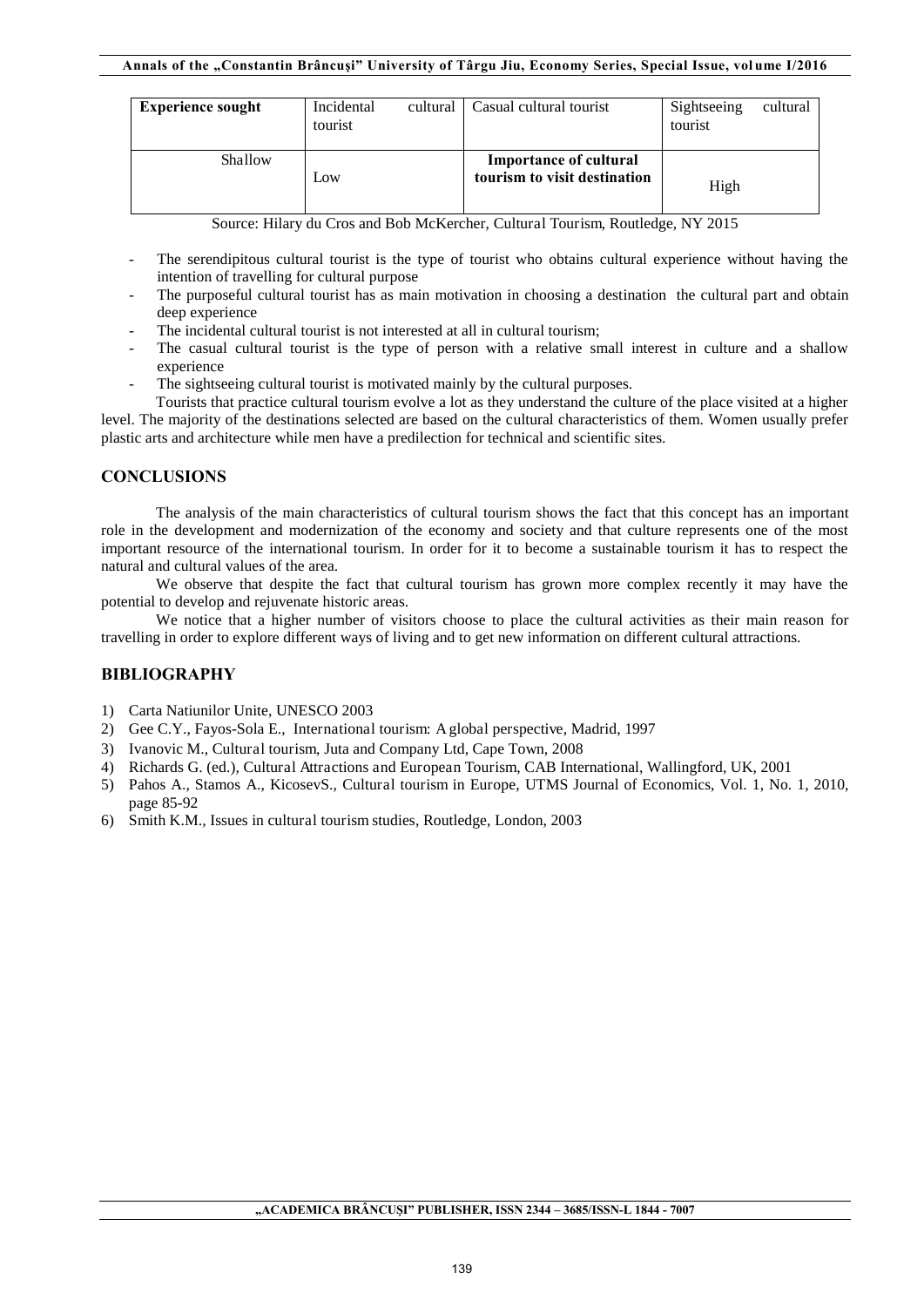| | | | |
|---|---|---|---|
| **Experience sought** | Incidental cultural tourist | Casual cultural tourist | Sightseeing cultural tourist |
| Shallow | Low | **Importance of cultural tourism to visit destination** | High |

Source: Hilary du Cros and Bob McKercher, Cultural Tourism, Routledge, NY 2015

- The serendipitous cultural tourist is the type of tourist who obtains cultural experience without having the intention of travelling for cultural purpose
- The purposeful cultural tourist has as main motivation in choosing a destination the cultural part and obtain deep experience
- The incidental cultural tourist is not interested at all in cultural tourism;
- The casual cultural tourist is the type of person with a relative small interest in culture and a shallow experience
- The sightseeing cultural tourist is motivated mainly by the cultural purposes.

Tourists that practice cultural tourism evolve a lot as they understand the culture of the place visited at a higher level. The majority of the destinations selected are based on the cultural characteristics of them. Women usually prefer plastic arts and architecture while men have a predilection for technical and scientific sites.

## CONCLUSIONS

The analysis of the main characteristics of cultural tourism shows the fact that this concept has an important role in the development and modernization of the economy and society and that culture represents one of the most important resource of the international tourism. In order for it to become a sustainable tourism it has to respect the natural and cultural values of the area.

We observe that despite the fact that cultural tourism has grown more complex recently it may have the potential to develop and rejuvenate historic areas.

We notice that a higher number of visitors choose to place the cultural activities as their main reason for travelling in order to explore different ways of living and to get new information on different cultural attractions.

## BIBLIOGRAPHY

1) Carta Natiunilor Unite, UNESCO 2003
2) Gee C.Y., Fayos-Sola E., International tourism: A global perspective, Madrid, 1997
3) Ivanovic M., Cultural tourism, Juta and Company Ltd, Cape Town, 2008
4) Richards G. (ed.), Cultural Attractions and European Tourism, CAB International, Wallingford, UK, 2001
5) Pahos A., Stamos A., KicosevS., Cultural tourism in Europe, UTMS Journal of Economics, Vol. 1, No. 1, 2010, page 85-92
6) Smith K.M., Issues in cultural tourism studies, Routledge, London, 2003